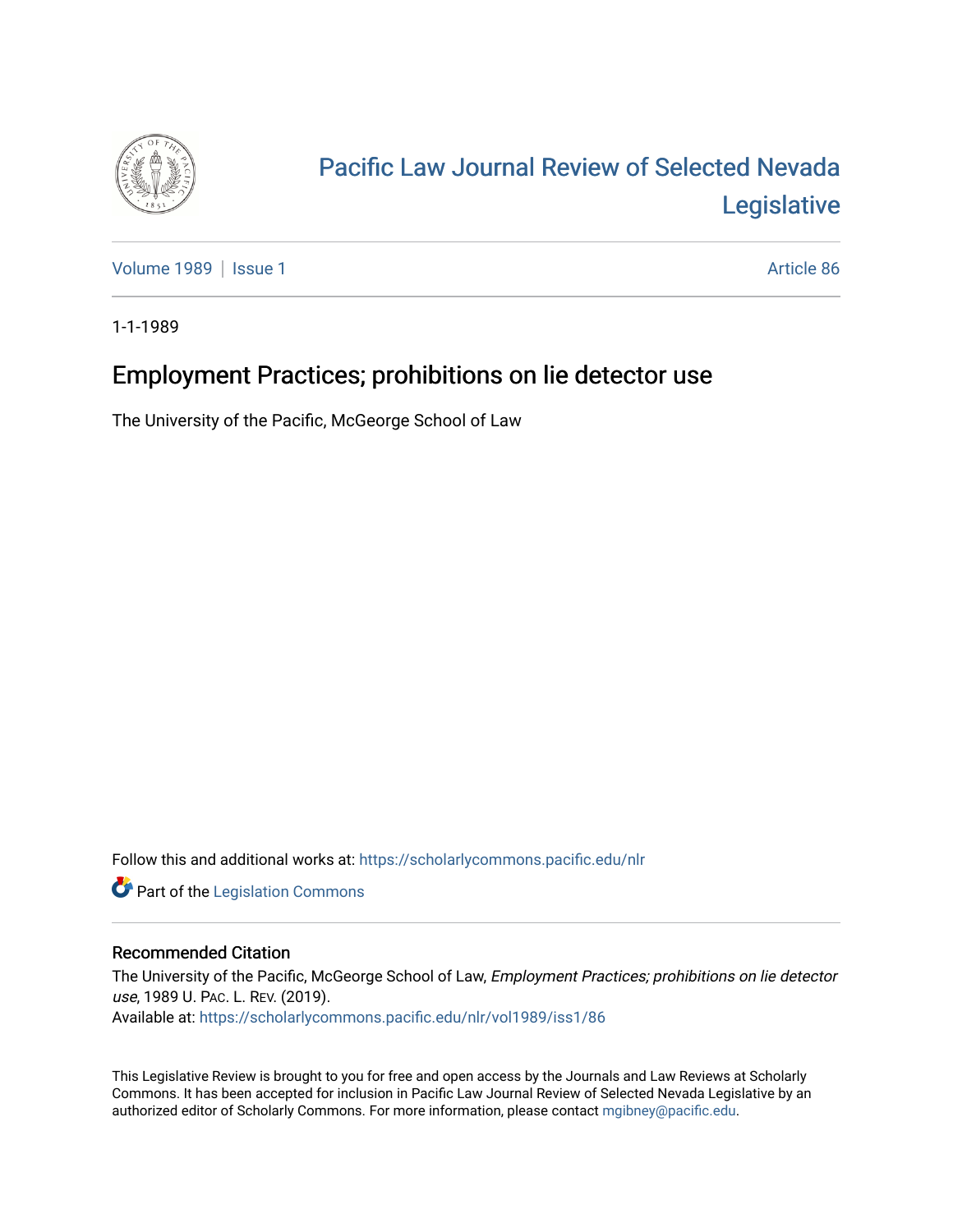# Pacific Law Journal Review of Selected Nevada Legislative

Volume 1989 | Issue 1 Article 86

1-1-1989

## Employment Practices; prohibitions on lie detector use

The University of the Pacific, McGeorge School of Law

Follow this and additional works at: https://scholarlycommons.pacific.edu/nlr

Part of the Legislation Commons

### Recommended Citation

The University of the Pacific, McGeorge School of Law, *Employment Practices; prohibitions on lie detector use*, 1989 U. Pac. L. Rev. (2019).
Available at: https://scholarlycommons.pacific.edu/nlr/vol1989/iss1/86

This Legislative Review is brought to you for free and open access by the Journals and Law Reviews at Scholarly Commons. It has been accepted for inclusion in Pacific Law Journal Review of Selected Nevada Legislative by an authorized editor of Scholarly Commons. For more information, please contact mgibney@pacific.edu.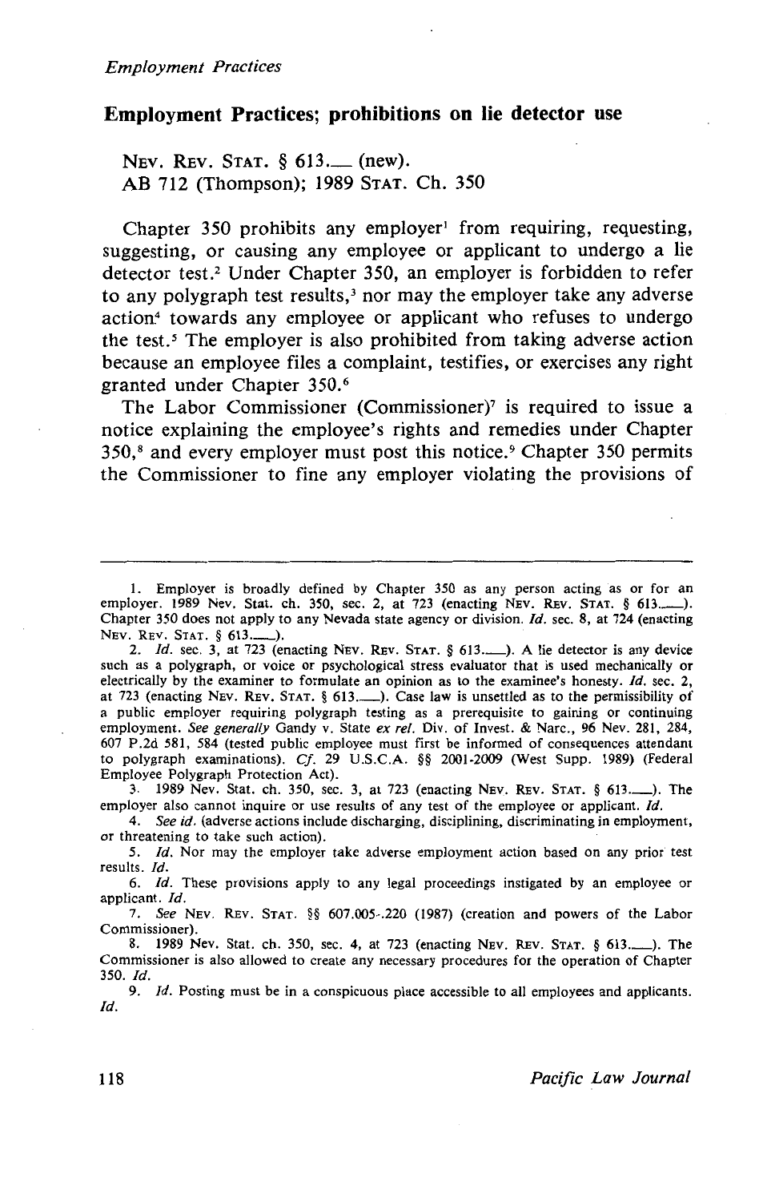## Employment Practices; prohibitions on lie detector use

NEV. REV. STAT. § 613.__ (new).
AB 712 (Thompson); 1989 STAT. Ch. 350

Chapter 350 prohibits any employer[1] from requiring, requesting, suggesting, or causing any employee or applicant to undergo a lie detector test.[2] Under Chapter 350, an employer is forbidden to refer to any polygraph test results,[3] nor may the employer take any adverse action[4] towards any employee or applicant who refuses to undergo the test.[5] The employer is also prohibited from taking adverse action because an employee files a complaint, testifies, or exercises any right granted under Chapter 350.[6]

The Labor Commissioner (Commissioner)[7] is required to issue a notice explaining the employee's rights and remedies under Chapter 350,[8] and every employer must post this notice.[9] Chapter 350 permits the Commissioner to fine any employer violating the provisions of

---

1. Employer is broadly defined by Chapter 350 as any person acting as or for an employer. 1989 Nev. Stat. ch. 350, sec. 2, at 723 (enacting NEV. REV. STAT. § 613.__). Chapter 350 does not apply to any Nevada state agency or division. *Id.* sec. 8, at 724 (enacting NEV. REV. STAT. § 613.__).

2. *Id.* sec. 3, at 723 (enacting NEV. REV. STAT. § 613.__). A lie detector is any device such as a polygraph, or voice or psychological stress evaluator that is used mechanically or electrically by the examiner to formulate an opinion as to the examinee's honesty. *Id.* sec. 2, at 723 (enacting NEV. REV. STAT. § 613.__). Case law is unsettled as to the permissibility of a public employer requiring polygraph testing as a prerequisite to gaining or continuing employment. *See generally* Gandy v. State *ex rel.* Div. of Invest. & Narc., 96 Nev. 281, 284, 607 P.2d 581, 584 (tested public employee must first be informed of consequences attendant to polygraph examinations). *Cf.* 29 U.S.C.A. §§ 2001-2009 (West Supp. 1989) (Federal Employee Polygraph Protection Act).

3. 1989 Nev. Stat. ch. 350, sec. 3, at 723 (enacting NEV. REV. STAT. § 613.__). The employer also cannot inquire or use results of any test of the employee or applicant. *Id.*

4. *See id.* (adverse actions include discharging, disciplining, discriminating in employment, or threatening to take such action).

5. *Id.* Nor may the employer take adverse employment action based on any prior test results. *Id.*

6. *Id.* These provisions apply to any legal proceedings instigated by an employee or applicant. *Id.*

7. *See* NEV. REV. STAT. §§ 607.005-.220 (1987) (creation and powers of the Labor Commissioner).

8. 1989 Nev. Stat. ch. 350, sec. 4, at 723 (enacting NEV. REV. STAT. § 613.__). The Commissioner is also allowed to create any necessary procedures for the operation of Chapter 350. *Id.*

9. *Id.* Posting must be in a conspicuous place accessible to all employees and applicants. *Id.*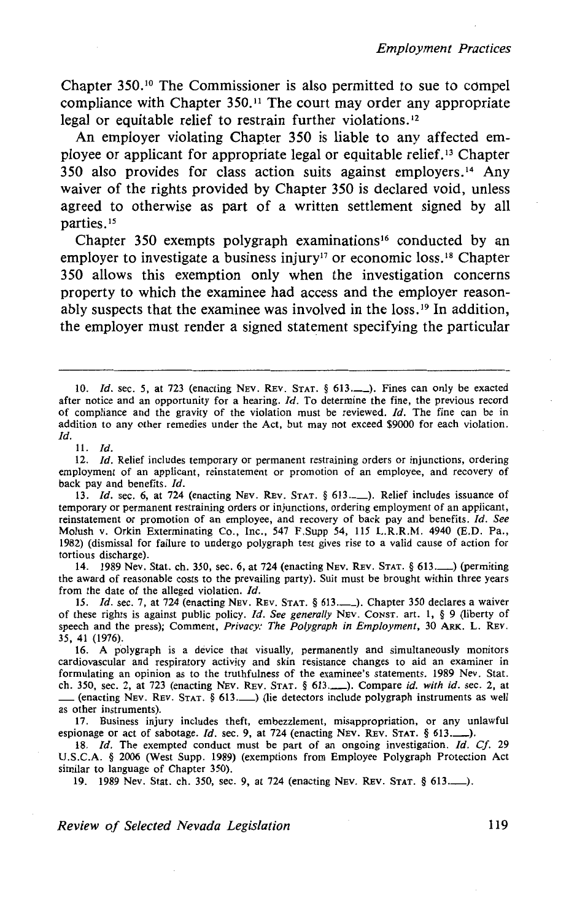Chapter 350.[10] The Commissioner is also permitted to sue to compel compliance with Chapter 350.[11] The court may order any appropriate legal or equitable relief to restrain further violations.[12]

An employer violating Chapter 350 is liable to any affected employee or applicant for appropriate legal or equitable relief.[13] Chapter 350 also provides for class action suits against employers.[14] Any waiver of the rights provided by Chapter 350 is declared void, unless agreed to otherwise as part of a written settlement signed by all parties.[15]

Chapter 350 exempts polygraph examinations[16] conducted by an employer to investigate a business injury[17] or economic loss.[18] Chapter 350 allows this exemption only when the investigation concerns property to which the examinee had access and the employer reasonably suspects that the examinee was involved in the loss.[19] In addition, the employer must render a signed statement specifying the particular

---

10. *Id.* sec. 5, at 723 (enacting NEV. REV. STAT. § 613.___). Fines can only be exacted after notice and an opportunity for a hearing. *Id.* To determine the fine, the previous record of compliance and the gravity of the violation must be reviewed. *Id.* The fine can be in addition to any other remedies under the Act, but may not exceed $9000 for each violation. *Id.*

11. *Id.*

12. *Id.* Relief includes temporary or permanent restraining orders or injunctions, ordering employment of an applicant, reinstatement or promotion of an employee, and recovery of back pay and benefits. *Id.*

13. *Id.* sec. 6, at 724 (enacting NEV. REV. STAT. § 613.___). Relief includes issuance of temporary or permanent restraining orders or injunctions, ordering employment of an applicant, reinstatement or promotion of an employee, and recovery of back pay and benefits. *Id. See* Molush v. Orkin Exterminating Co., Inc., 547 F.Supp 54, 115 L.R.R.M. 4940 (E.D. Pa., 1982) (dismissal for failure to undergo polygraph test gives rise to a valid cause of action for tortious discharge).

14. 1989 Nev. Stat. ch. 350, sec. 6, at 724 (enacting NEV. REV. STAT. § 613.___) (permiting the award of reasonable costs to the prevailing party). Suit must be brought within three years from the date of the alleged violation. *Id.*

15. *Id.* sec. 7, at 724 (enacting NEV. REV. STAT. § 613.___). Chapter 350 declares a waiver of these rights is against public policy. *Id. See generally* NEV. CONST. art. 1, § 9 (liberty of speech and the press); Comment, *Privacy: The Polygraph in Employment*, 30 ARK. L. REV. 35, 41 (1976).

16. A polygraph is a device that visually, permanently and simultaneously monitors cardiovascular and respiratory activity and skin resistance changes to aid an examiner in formulating an opinion as to the truthfulness of the examinee's statements. 1989 Nev. Stat. ch. 350, sec. 2, at 723 (enacting NEV. REV. STAT. § 613.___). Compare *id. with id.* sec. 2, at ___ (enacting NEV. REV. STAT. § 613.___) (lie detectors include polygraph instruments as well as other instruments).

17. Business injury includes theft, embezzlement, misappropriation, or any unlawful espionage or act of sabotage. *Id.* sec. 9, at 724 (enacting NEV. REV. STAT. § 613.___).

18. *Id.* The exempted conduct must be part of an ongoing investigation. *Id. Cf.* 29 U.S.C.A. § 2006 (West Supp. 1989) (exemptions from Employee Polygraph Protection Act similar to language of Chapter 350).

19. 1989 Nev. Stat. ch. 350, sec. 9, at 724 (enacting NEV. REV. STAT. § 613.___).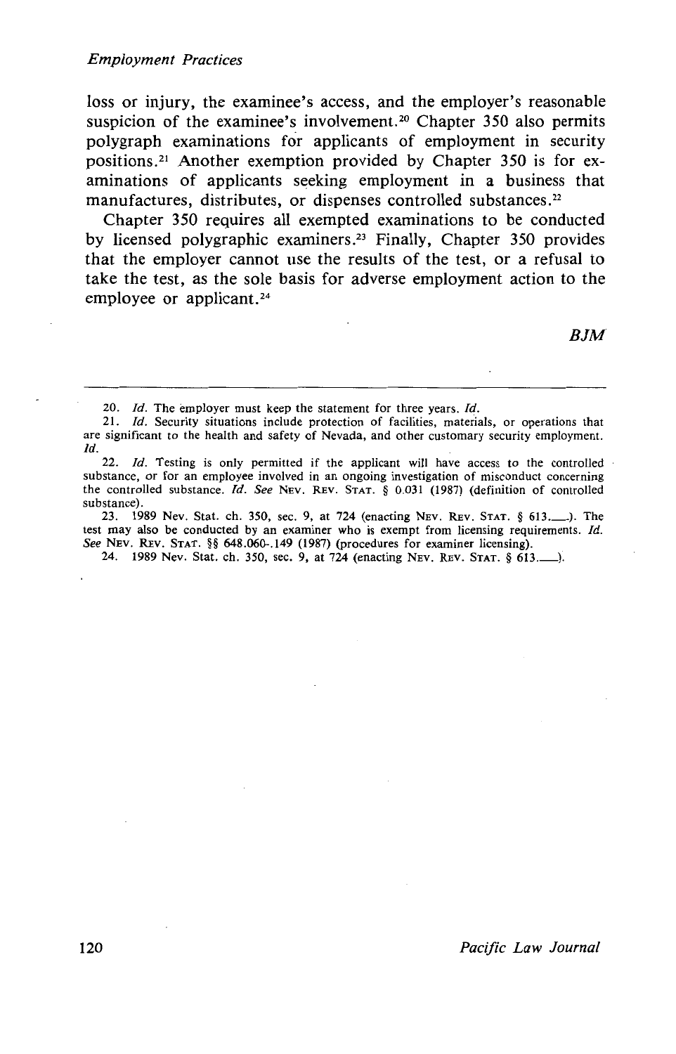loss or injury, the examinee's access, and the employer's reasonable suspicion of the examinee's involvement.[20] Chapter 350 also permits polygraph examinations for applicants of employment in security positions.[21] Another exemption provided by Chapter 350 is for examinations of applicants seeking employment in a business that manufactures, distributes, or dispenses controlled substances.[22]

Chapter 350 requires all exempted examinations to be conducted by licensed polygraphic examiners.[23] Finally, Chapter 350 provides that the employer cannot use the results of the test, or a refusal to take the test, as the sole basis for adverse employment action to the employee or applicant.[24]

*BJM*

---

20. *Id.* The employer must keep the statement for three years. *Id.*

21. *Id.* Security situations include protection of facilities, materials, or operations that are significant to the health and safety of Nevada, and other customary security employment. *Id.*

22. *Id.* Testing is only permitted if the applicant will have access to the controlled substance, or for an employee involved in an ongoing investigation of misconduct concerning the controlled substance. *Id. See* NEV. REV. STAT. § 0.031 (1987) (definition of controlled substance).

23. 1989 Nev. Stat. ch. 350, sec. 9, at 724 (enacting NEV. REV. STAT. § 613.\_\_). The test may also be conducted by an examiner who is exempt from licensing requirements. *Id. See* NEV. REV. STAT. §§ 648.060-.149 (1987) (procedures for examiner licensing).

24. 1989 Nev. Stat. ch. 350, sec. 9, at 724 (enacting NEV. REV. STAT. § 613.\_\_).